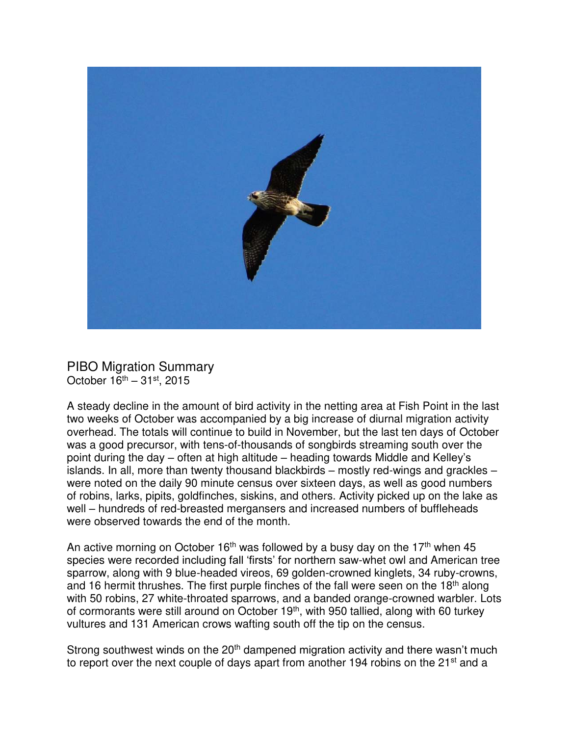# PIBO Migration Summary

October 16th – 31st, 2015

A steady decline in the amount of bird activity in the netting area at Fish Point in the last two weeks of October was accompanied by a big increase of diurnal migration activity overhead. The totals will continue to build in November, but the last ten days of October was a good precursor, with tens-of-thousands of songbirds streaming south over the point during the day – often at high altitude – heading towards Middle and Kelley's islands. In all, more than twenty thousand blackbirds – mostly red-wings and grackles – were noted on the daily 90 minute census over sixteen days, as well as good numbers of robins, larks, pipits, goldfinches, siskins, and others. Activity picked up on the lake as well – hundreds of red-breasted mergansers and increased numbers of buffleheads were observed towards the end of the month.

An active morning on October 16th was followed by a busy day on the 17th when 45 species were recorded including fall 'firsts' for northern saw-whet owl and American tree sparrow, along with 9 blue-headed vireos, 69 golden-crowned kinglets, 34 ruby-crowns, and 16 hermit thrushes. The first purple finches of the fall were seen on the 18th along with 50 robins, 27 white-throated sparrows, and a banded orange-crowned warbler. Lots of cormorants were still around on October 19th, with 950 tallied, along with 60 turkey vultures and 131 American crows wafting south off the tip on the census.

Strong southwest winds on the 20th dampened migration activity and there wasn't much to report over the next couple of days apart from another 194 robins on the 21st and a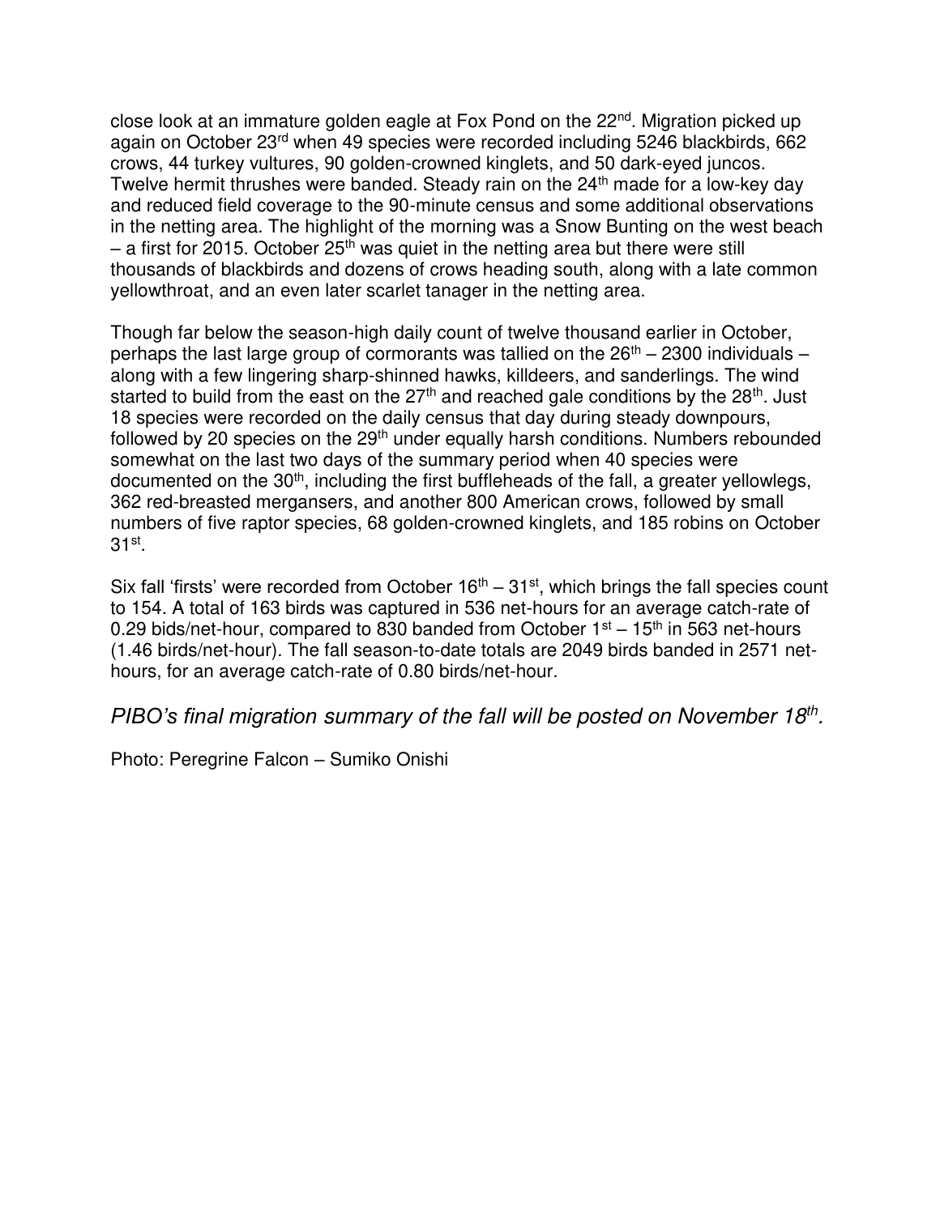close look at an immature golden eagle at Fox Pond on the 22nd. Migration picked up again on October 23rd when 49 species were recorded including 5246 blackbirds, 662 crows, 44 turkey vultures, 90 golden-crowned kinglets, and 50 dark-eyed juncos. Twelve hermit thrushes were banded. Steady rain on the 24th made for a low-key day and reduced field coverage to the 90-minute census and some additional observations in the netting area. The highlight of the morning was a Snow Bunting on the west beach – a first for 2015. October 25th was quiet in the netting area but there were still thousands of blackbirds and dozens of crows heading south, along with a late common yellowthroat, and an even later scarlet tanager in the netting area.

Though far below the season-high daily count of twelve thousand earlier in October, perhaps the last large group of cormorants was tallied on the 26th – 2300 individuals – along with a few lingering sharp-shinned hawks, killdeers, and sanderlings. The wind started to build from the east on the 27th and reached gale conditions by the 28th. Just 18 species were recorded on the daily census that day during steady downpours, followed by 20 species on the 29th under equally harsh conditions. Numbers rebounded somewhat on the last two days of the summary period when 40 species were documented on the 30th, including the first buffleheads of the fall, a greater yellowlegs, 362 red-breasted mergansers, and another 800 American crows, followed by small numbers of five raptor species, 68 golden-crowned kinglets, and 185 robins on October 31st.

Six fall 'firsts' were recorded from October 16th – 31st, which brings the fall species count to 154. A total of 163 birds was captured in 536 net-hours for an average catch-rate of 0.29 bids/net-hour, compared to 830 banded from October 1st – 15th in 563 net-hours (1.46 birds/net-hour). The fall season-to-date totals are 2049 birds banded in 2571 net-hours, for an average catch-rate of 0.80 birds/net-hour.

*PIBO's final migration summary of the fall will be posted on November 18th.*

Photo: Peregrine Falcon – Sumiko Onishi